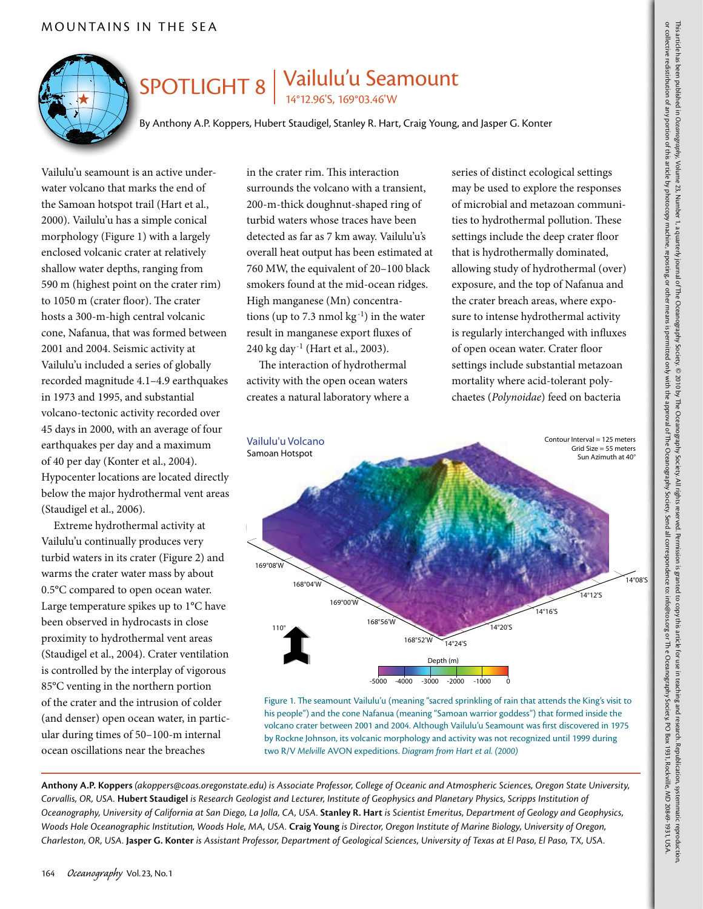# SPOTLIGHT 8 | Vailulu'u Seamount

14°12.96'S, 169°03.46'W

By Anthony A.P. Koppers, Hubert Staudigel, Stanley R. Hart, Craig Young, and Jasper G. Konter

Vailulu'u seamount is an active underwater volcano that marks the end of the Samoan hotspot trail (Hart et al., 2000). Vailulu'u has a simple conical morphology (Figure 1) with a largely enclosed volcanic crater at relatively shallow water depths, ranging from 590 m (highest point on the crater rim) to 1050 m (crater floor). The crater hosts a 300-m-high central volcanic cone, Nafanua, that was formed between 2001 and 2004. Seismic activity at Vailulu'u included a series of globally recorded magnitude 4.1–4.9 earthquakes in 1973 and 1995, and substantial volcano-tectonic activity recorded over 45 days in 2000, with an average of four earthquakes per day and a maximum of 40 per day (Konter et al., 2004). Hypocenter locations are located directly below the major hydrothermal vent areas (Staudigel et al., 2006).

Extreme hydrothermal activity at Vailulu'u continually produces very turbid waters in its crater (Figure 2) and warms the crater water mass by about 0.5°C compared to open ocean water. Large temperature spikes up to 1°C have been observed in hydrocasts in close proximity to hydrothermal vent areas (Staudigel et al., 2004). Crater ventilation is controlled by the interplay of vigorous 85°C venting in the northern portion of the crater and the intrusion of colder (and denser) open ocean water, in particular during times of 50–100-m internal ocean oscillations near the breaches in the crater rim. This interaction surrounds the volcano with a transient, 200-m-thick doughnut-shaped ring of turbid waters whose traces have been detected as far as 7 km away. Vailulu'u's overall heat output has been estimated at 760 MW, the equivalent of 20–100 black smokers found at the mid-ocean ridges. High manganese (Mn) concentrations (up to 7.3 nmol $kg^{-1}$) in the water result in manganese export fluxes of 240 kg $day^{-1}$ (Hart et al., 2003).

The interaction of hydrothermal activity with the open ocean waters creates a natural laboratory where a series of distinct ecological settings may be used to explore the responses of microbial and metazoan communities to hydrothermal pollution. These settings include the deep crater floor that is hydrothermally dominated, allowing study of hydrothermal (over) exposure, and the top of Nafanua and the crater breach areas, where exposure to intense hydrothermal activity is regularly interchanged with influxes of open ocean water. Crater floor settings include substantial metazoan mortality where acid-tolerant polychaetes (*Polynoidae*) feed on bacteria

Vailulu'u Volcano
Samoan Hotspot

Contour Interval = 125 meters
Grid Size = 55 meters
Sun Azimuth at 40°

Depth (m): -5000, -4000, -3000, -2000, -1000, 0

169°08'W, 168°04'W, 169°00'W, 168°56'W, 168°52'W, 14°08'S, 14°12'S, 14°16'S, 14°20'S, 14°24'S, 110°

Figure 1. The seamount Vailulu'u (meaning "sacred sprinkling of rain that attends the King's visit to his people") and the cone Nafanua (meaning "Samoan warrior goddess") that formed inside the volcano crater between 2001 and 2004. Although Vailulu'u Seamount was first discovered in 1975 by Rockne Johnson, its volcanic morphology and activity was not recognized until 1999 during two R/V *Melville* AVON expeditions. *Diagram from Hart et al. (2000)*

**Anthony A.P. Koppers** *(akoppers@coas.oregonstate.edu) is Associate Professor, College of Oceanic and Atmospheric Sciences, Oregon State University, Corvallis, OR, USA.* **Hubert Staudigel** *is Research Geologist and Lecturer, Institute of Geophysics and Planetary Physics, Scripps Institution of Oceanography, University of California at San Diego, La Jolla, CA, USA.* **Stanley R. Hart** *is Scientist Emeritus, Department of Geology and Geophysics, Woods Hole Oceanographic Institution, Woods Hole, MA, USA.* **Craig Young** *is Director, Oregon Institute of Marine Biology, University of Oregon, Charleston, OR, USA.* **Jasper G. Konter** *is Assistant Professor, Department of Geological Sciences, University of Texas at El Paso, El Paso, TX, USA.*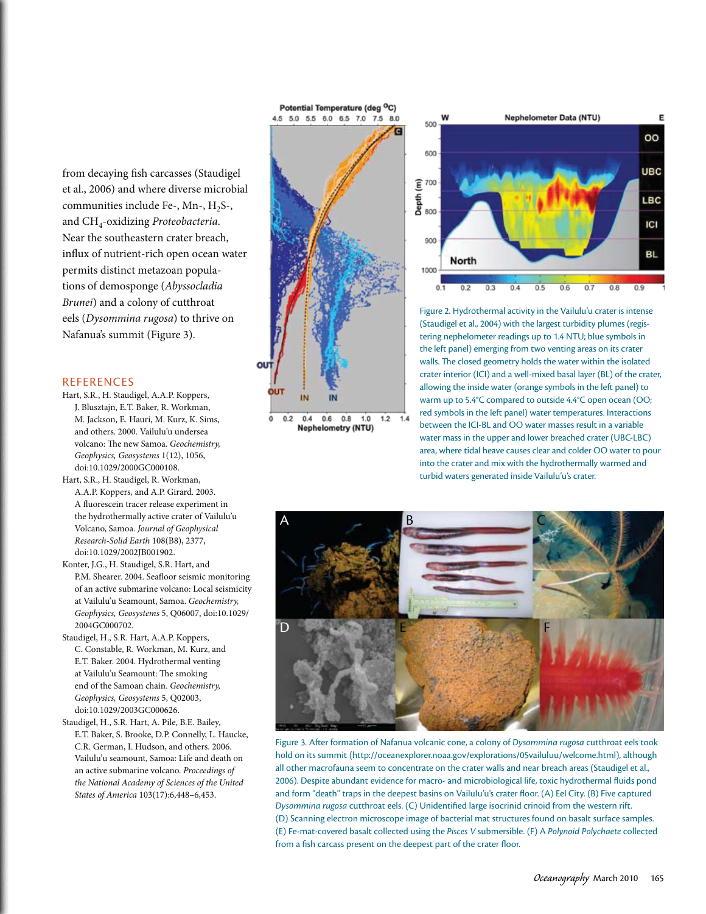from decaying fish carcasses (Staudigel et al., 2006) and where diverse microbial communities include Fe-, Mn-, $H_2S$-, and $CH_4$-oxidizing *Proteobacteria*. Near the southeastern crater breach, influx of nutrient-rich open ocean water permits distinct metazoan populations of demosponge (*Abyssocladia Brunei*) and a colony of cutthroat eels (*Dysommina rugosa*) to thrive on Nafanua's summit (Figure 3).

Potential Temperature (deg °C)
4.5 5.0 5.5 6.0 6.5 7.0 7.5 8.0
C
OUT
OUT
IN
IN
0 0.2 0.4 0.6 0.8 1.0 1.2 1.4
Nephelometry (NTU)

W
Nephelometer Data (NTU)
E
500
600
700
800
900
1000
Depth (m)
OO
UBC
LBC
ICI
BL
North
0.1 0.2 0.3 0.4 0.5 0.6 0.7 0.8 0.9 1

Figure 2. Hydrothermal activity in the Vailulu'u crater is intense (Staudigel et al., 2004) with the largest turbidity plumes (registering nephelometer readings up to 1.4 NTU; blue symbols in the left panel) emerging from two venting areas on its crater walls. The closed geometry holds the water within the isolated crater interior (ICI) and a well-mixed basal layer (BL) of the crater, allowing the inside water (orange symbols in the left panel) to warm up to 5.4°C compared to outside 4.4°C open ocean (OO; red symbols in the left panel) water temperatures. Interactions between the ICI-BL and OO water masses result in a variable water mass in the upper and lower breached crater (UBC-LBC) area, where tidal heave causes clear and colder OO water to pour into the crater and mix with the hydrothermally warmed and turbid waters generated inside Vailulu'u's crater.

A B C D E F

Figure 3. After formation of Nafanua volcanic cone, a colony of *Dysommina rugosa* cutthroat eels took hold on its summit (http://oceanexplorer.noaa.gov/explorations/05vailuluu/welcome.html), although all other macrofauna seem to concentrate on the crater walls and near breach areas (Staudigel et al., 2006). Despite abundant evidence for macro- and microbiological life, toxic hydrothermal fluids pond and form "death" traps in the deepest basins on Vailulu'u's crater floor. (A) Eel City. (B) Five captured *Dysommina rugosa* cutthroat eels. (C) Unidentified large isocrinid crinoid from the western rift. (D) Scanning electron microscope image of bacterial mat structures found on basalt surface samples. (E) Fe-mat-covered basalt collected using the *Pisces V* submersible. (F) A *Polynoid Polychaete* collected from a fish carcass present on the deepest part of the crater floor.

## REFERENCES

Hart, S.R., H. Staudigel, A.A.P. Koppers, J. Blusztajn, E.T. Baker, R. Workman, M. Jackson, E. Hauri, M. Kurz, K. Sims, and others. 2000. Vailulu'u undersea volcano: The new Samoa. *Geochemistry, Geophysics, Geosystems* 1(12), 1056, doi:10.1029/2000GC000108.

Hart, S.R., H. Staudigel, R. Workman, A.A.P. Koppers, and A.P. Girard. 2003. A fluorescein tracer release experiment in the hydrothermally active crater of Vailulu'u Volcano, Samoa. *Journal of Geophysical Research-Solid Earth* 108(B8), 2377, doi:10.1029/2002JB001902.

Konter, J.G., H. Staudigel, S.R. Hart, and P.M. Shearer. 2004. Seafloor seismic monitoring of an active submarine volcano: Local seismicity at Vailulu'u Seamount, Samoa. *Geochemistry, Geophysics, Geosystems* 5, Q06007, doi:10.1029/2004GC000702.

Staudigel, H., S.R. Hart, A.A.P. Koppers, C. Constable, R. Workman, M. Kurz, and E.T. Baker. 2004. Hydrothermal venting at Vailulu'u Seamount: The smoking end of the Samoan chain. *Geochemistry, Geophysics, Geosystems* 5, Q02003, doi:10.1029/2003GC000626.

Staudigel, H., S.R. Hart, A. Pile, B.E. Bailey, E.T. Baker, S. Brooke, D.P. Connelly, L. Haucke, C.R. German, I. Hudson, and others. 2006. Vailulu'u seamount, Samoa: Life and death on an active submarine volcano. *Proceedings of the National Academy of Sciences of the United States of America* 103(17):6,448–6,453.